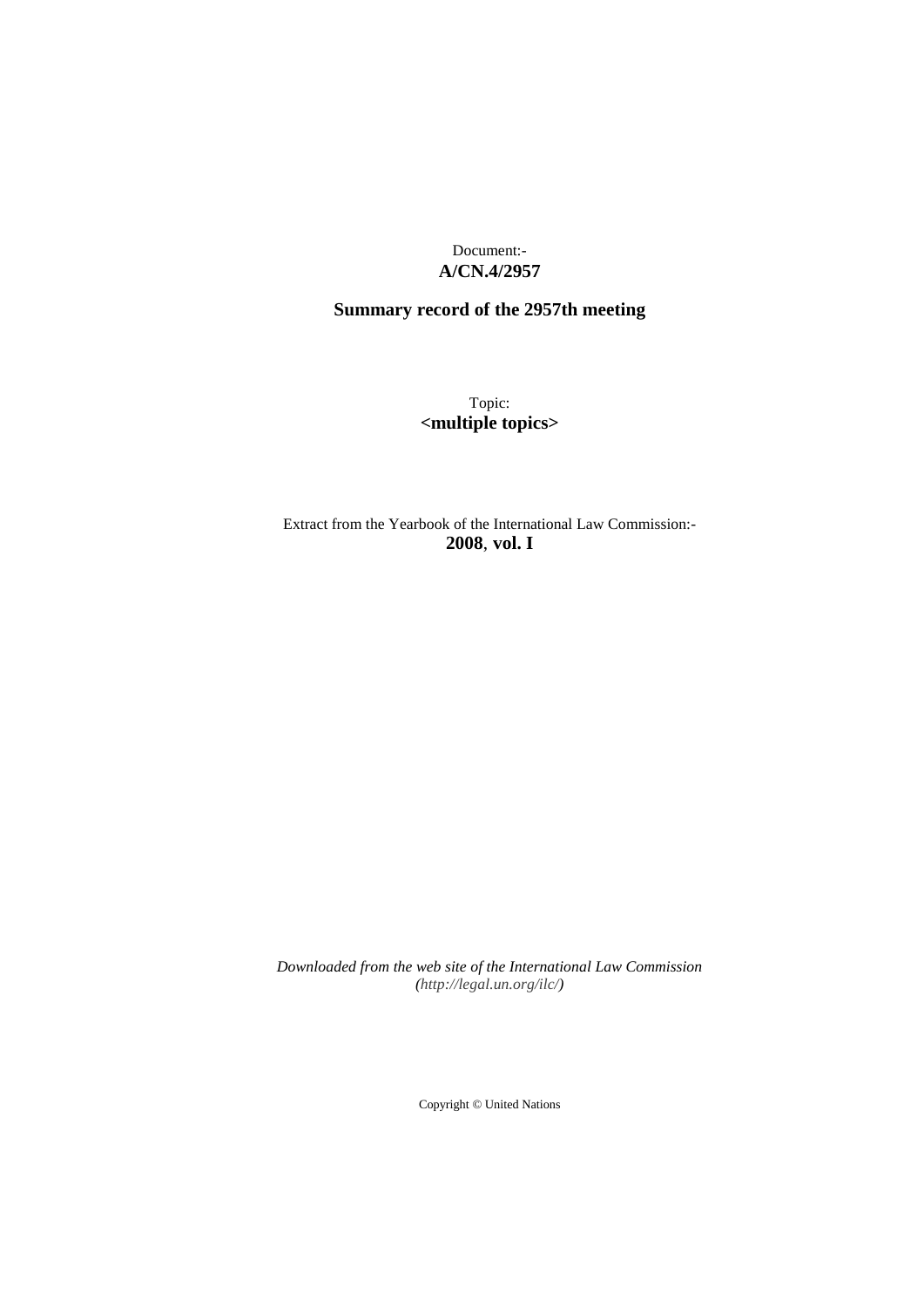Document:-
**A/CN.4/2957**

**Summary record of the 2957th meeting**

Topic:
**<multiple topics>**

Extract from the Yearbook of the International Law Commission:-
**2008**, **vol. I**

*Downloaded from the web site of the International Law Commission (http://legal.un.org/ilc/)*

Copyright © United Nations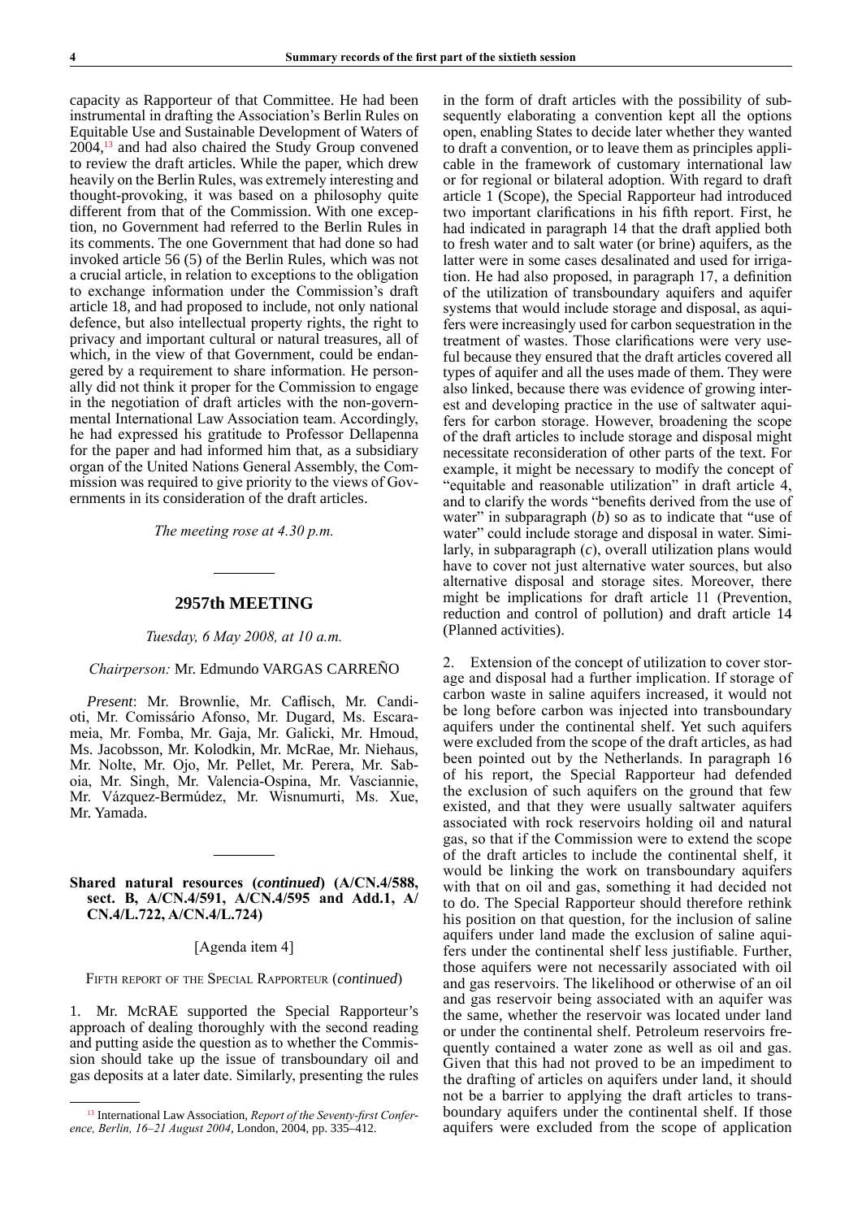capacity as Rapporteur of that Committee. He had been instrumental in drafting the Association's Berlin Rules on Equitable Use and Sustainable Development of Waters of 2004,[13] and had also chaired the Study Group convened to review the draft articles. While the paper, which drew heavily on the Berlin Rules, was extremely interesting and thought-provoking, it was based on a philosophy quite different from that of the Commission. With one exception, no Government had referred to the Berlin Rules in its comments. The one Government that had done so had invoked article 56 (5) of the Berlin Rules, which was not a crucial article, in relation to exceptions to the obligation to exchange information under the Commission's draft article 18, and had proposed to include, not only national defence, but also intellectual property rights, the right to privacy and important cultural or natural treasures, all of which, in the view of that Government, could be endangered by a requirement to share information. He personally did not think it proper for the Commission to engage in the negotiation of draft articles with the non-governmental International Law Association team. Accordingly, he had expressed his gratitude to Professor Dellapenna for the paper and had informed him that, as a subsidiary organ of the United Nations General Assembly, the Commission was required to give priority to the views of Governments in its consideration of the draft articles.

*The meeting rose at 4.30 p.m.*

---

## 2957th MEETING

*Tuesday, 6 May 2008, at 10 a.m.*

*Chairperson:* Mr. Edmundo VARGAS CARREÑO

*Present*: Mr. Brownlie, Mr. Caflisch, Mr. Candioti, Mr. Comissário Afonso, Mr. Dugard, Ms. Escarameia, Mr. Fomba, Mr. Gaja, Mr. Galicki, Mr. Hmoud, Ms. Jacobsson, Mr. Kolodkin, Mr. McRae, Mr. Niehaus, Mr. Nolte, Mr. Ojo, Mr. Pellet, Mr. Perera, Mr. Saboia, Mr. Singh, Mr. Valencia-Ospina, Mr. Vasciannie, Mr. Vázquez-Bermúdez, Mr. Wisnumurti, Ms. Xue, Mr. Yamada.

---

### Shared natural resources (*continued*) (A/CN.4/588, sect. B, A/CN.4/591, A/CN.4/595 and Add.1, A/CN.4/L.722, A/CN.4/L.724)

[Agenda item 4]

FIFTH REPORT OF THE SPECIAL RAPPORTEUR (*continued*)

1. Mr. McRAE supported the Special Rapporteur's approach of dealing thoroughly with the second reading and putting aside the question as to whether the Commission should take up the issue of transboundary oil and gas deposits at a later date. Similarly, presenting the rules in the form of draft articles with the possibility of subsequently elaborating a convention kept all the options open, enabling States to decide later whether they wanted to draft a convention, or to leave them as principles applicable in the framework of customary international law or for regional or bilateral adoption. With regard to draft article 1 (Scope), the Special Rapporteur had introduced two important clarifications in his fifth report. First, he had indicated in paragraph 14 that the draft applied both to fresh water and to salt water (or brine) aquifers, as the latter were in some cases desalinated and used for irrigation. He had also proposed, in paragraph 17, a definition of the utilization of transboundary aquifers and aquifer systems that would include storage and disposal, as aquifers were increasingly used for carbon sequestration in the treatment of wastes. Those clarifications were very useful because they ensured that the draft articles covered all types of aquifer and all the uses made of them. They were also linked, because there was evidence of growing interest and developing practice in the use of saltwater aquifers for carbon storage. However, broadening the scope of the draft articles to include storage and disposal might necessitate reconsideration of other parts of the text. For example, it might be necessary to modify the concept of "equitable and reasonable utilization" in draft article 4, and to clarify the words "benefits derived from the use of water" in subparagraph (*b*) so as to indicate that "use of water" could include storage and disposal in water. Similarly, in subparagraph (*c*), overall utilization plans would have to cover not just alternative water sources, but also alternative disposal and storage sites. Moreover, there might be implications for draft article 11 (Prevention, reduction and control of pollution) and draft article 14 (Planned activities).

2. Extension of the concept of utilization to cover storage and disposal had a further implication. If storage of carbon waste in saline aquifers increased, it would not be long before carbon was injected into transboundary aquifers under the continental shelf. Yet such aquifers were excluded from the scope of the draft articles, as had been pointed out by the Netherlands. In paragraph 16 of his report, the Special Rapporteur had defended the exclusion of such aquifers on the ground that few existed, and that they were usually saltwater aquifers associated with rock reservoirs holding oil and natural gas, so that if the Commission were to extend the scope of the draft articles to include the continental shelf, it would be linking the work on transboundary aquifers with that on oil and gas, something it had decided not to do. The Special Rapporteur should therefore rethink his position on that question, for the inclusion of saline aquifers under land made the exclusion of saline aquifers under the continental shelf less justifiable. Further, those aquifers were not necessarily associated with oil and gas reservoirs. The likelihood or otherwise of an oil and gas reservoir being associated with an aquifer was the same, whether the reservoir was located under land or under the continental shelf. Petroleum reservoirs frequently contained a water zone as well as oil and gas. Given that this had not proved to be an impediment to the drafting of articles on aquifers under land, it should not be a barrier to applying the draft articles to transboundary aquifers under the continental shelf. If those aquifers were excluded from the scope of application

[13] International Law Association, *Report of the Seventy-first Conference, Berlin, 16–21 August 2004*, London, 2004, pp. 335–412.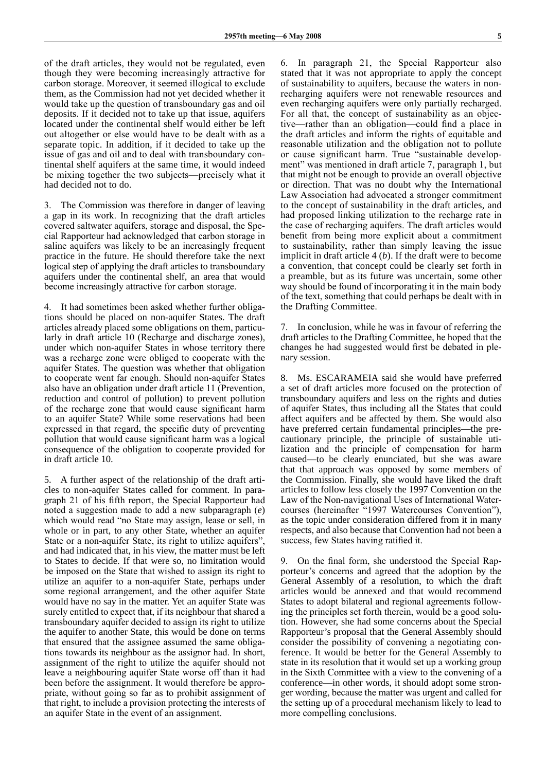of the draft articles, they would not be regulated, even though they were becoming increasingly attractive for carbon storage. Moreover, it seemed illogical to exclude them, as the Commission had not yet decided whether it would take up the question of transboundary gas and oil deposits. If it decided not to take up that issue, aquifers located under the continental shelf would either be left out altogether or else would have to be dealt with as a separate topic. In addition, if it decided to take up the issue of gas and oil and to deal with transboundary continental shelf aquifers at the same time, it would indeed be mixing together the two subjects—precisely what it had decided not to do.

3. The Commission was therefore in danger of leaving a gap in its work. In recognizing that the draft articles covered saltwater aquifers, storage and disposal, the Special Rapporteur had acknowledged that carbon storage in saline aquifers was likely to be an increasingly frequent practice in the future. He should therefore take the next logical step of applying the draft articles to transboundary aquifers under the continental shelf, an area that would become increasingly attractive for carbon storage.

4. It had sometimes been asked whether further obligations should be placed on non-aquifer States. The draft articles already placed some obligations on them, particularly in draft article 10 (Recharge and discharge zones), under which non-aquifer States in whose territory there was a recharge zone were obliged to cooperate with the aquifer States. The question was whether that obligation to cooperate went far enough. Should non-aquifer States also have an obligation under draft article 11 (Prevention, reduction and control of pollution) to prevent pollution of the recharge zone that would cause significant harm to an aquifer State? While some reservations had been expressed in that regard, the specific duty of preventing pollution that would cause significant harm was a logical consequence of the obligation to cooperate provided for in draft article 10.

5. A further aspect of the relationship of the draft articles to non-aquifer States called for comment. In paragraph 21 of his fifth report, the Special Rapporteur had noted a suggestion made to add a new subparagraph (*e*) which would read "no State may assign, lease or sell, in whole or in part, to any other State, whether an aquifer State or a non-aquifer State, its right to utilize aquifers", and had indicated that, in his view, the matter must be left to States to decide. If that were so, no limitation would be imposed on the State that wished to assign its right to utilize an aquifer to a non-aquifer State, perhaps under some regional arrangement, and the other aquifer State would have no say in the matter. Yet an aquifer State was surely entitled to expect that, if its neighbour that shared a transboundary aquifer decided to assign its right to utilize the aquifer to another State, this would be done on terms that ensured that the assignee assumed the same obligations towards its neighbour as the assignor had. In short, assignment of the right to utilize the aquifer should not leave a neighbouring aquifer State worse off than it had been before the assignment. It would therefore be appropriate, without going so far as to prohibit assignment of that right, to include a provision protecting the interests of an aquifer State in the event of an assignment.

6. In paragraph 21, the Special Rapporteur also stated that it was not appropriate to apply the concept of sustainability to aquifers, because the waters in non-recharging aquifers were not renewable resources and even recharging aquifers were only partially recharged. For all that, the concept of sustainability as an objective—rather than an obligation—could find a place in the draft articles and inform the rights of equitable and reasonable utilization and the obligation not to pollute or cause significant harm. True "sustainable development" was mentioned in draft article 7, paragraph 1, but that might not be enough to provide an overall objective or direction. That was no doubt why the International Law Association had advocated a stronger commitment to the concept of sustainability in the draft articles, and had proposed linking utilization to the recharge rate in the case of recharging aquifers. The draft articles would benefit from being more explicit about a commitment to sustainability, rather than simply leaving the issue implicit in draft article 4 (*b*). If the draft were to become a convention, that concept could be clearly set forth in a preamble, but as its future was uncertain, some other way should be found of incorporating it in the main body of the text, something that could perhaps be dealt with in the Drafting Committee.

7. In conclusion, while he was in favour of referring the draft articles to the Drafting Committee, he hoped that the changes he had suggested would first be debated in plenary session.

8. Ms. ESCARAMEIA said she would have preferred a set of draft articles more focused on the protection of transboundary aquifers and less on the rights and duties of aquifer States, thus including all the States that could affect aquifers and be affected by them. She would also have preferred certain fundamental principles—the precautionary principle, the principle of sustainable utilization and the principle of compensation for harm caused—to be clearly enunciated, but she was aware that that approach was opposed by some members of the Commission. Finally, she would have liked the draft articles to follow less closely the 1997 Convention on the Law of the Non-navigational Uses of International Watercourses (hereinafter "1997 Watercourses Convention"), as the topic under consideration differed from it in many respects, and also because that Convention had not been a success, few States having ratified it.

9. On the final form, she understood the Special Rapporteur's concerns and agreed that the adoption by the General Assembly of a resolution, to which the draft articles would be annexed and that would recommend States to adopt bilateral and regional agreements following the principles set forth therein, would be a good solution. However, she had some concerns about the Special Rapporteur's proposal that the General Assembly should consider the possibility of convening a negotiating conference. It would be better for the General Assembly to state in its resolution that it would set up a working group in the Sixth Committee with a view to the convening of a conference—in other words, it should adopt some stronger wording, because the matter was urgent and called for the setting up of a procedural mechanism likely to lead to more compelling conclusions.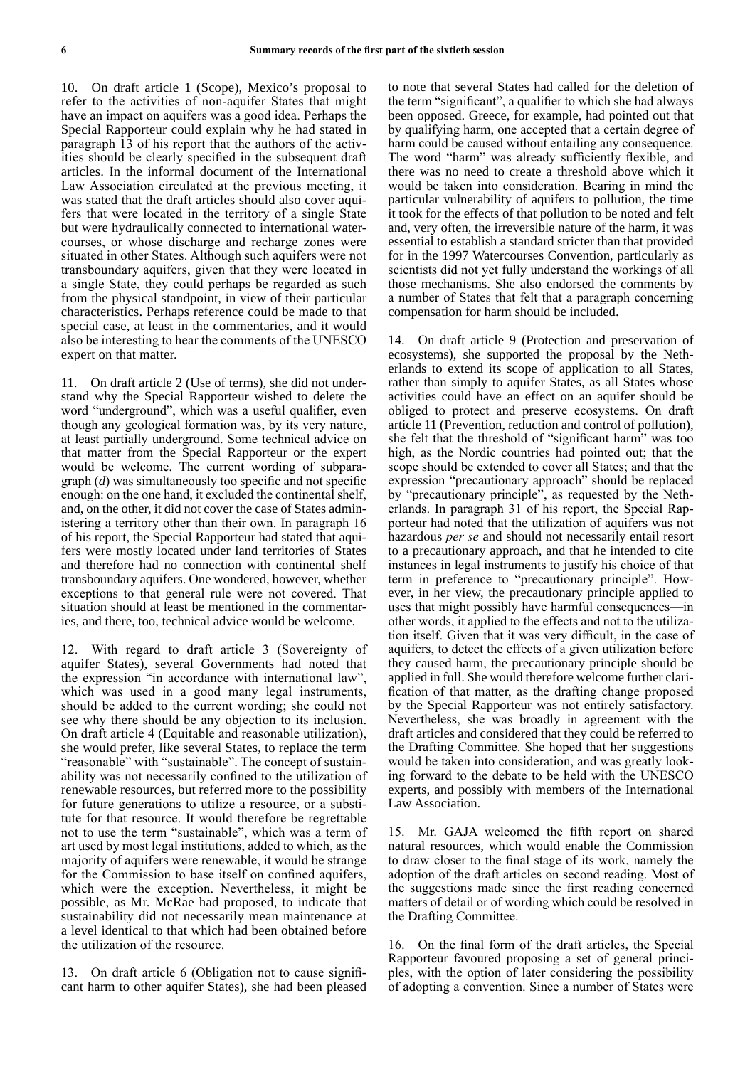10. On draft article 1 (Scope), Mexico's proposal to refer to the activities of non-aquifer States that might have an impact on aquifers was a good idea. Perhaps the Special Rapporteur could explain why he had stated in paragraph 13 of his report that the authors of the activities should be clearly specified in the subsequent draft articles. In the informal document of the International Law Association circulated at the previous meeting, it was stated that the draft articles should also cover aquifers that were located in the territory of a single State but were hydraulically connected to international watercourses, or whose discharge and recharge zones were situated in other States. Although such aquifers were not transboundary aquifers, given that they were located in a single State, they could perhaps be regarded as such from the physical standpoint, in view of their particular characteristics. Perhaps reference could be made to that special case, at least in the commentaries, and it would also be interesting to hear the comments of the UNESCO expert on that matter.

11. On draft article 2 (Use of terms), she did not understand why the Special Rapporteur wished to delete the word "underground", which was a useful qualifier, even though any geological formation was, by its very nature, at least partially underground. Some technical advice on that matter from the Special Rapporteur or the expert would be welcome. The current wording of subparagraph (*d*) was simultaneously too specific and not specific enough: on the one hand, it excluded the continental shelf, and, on the other, it did not cover the case of States administering a territory other than their own. In paragraph 16 of his report, the Special Rapporteur had stated that aquifers were mostly located under land territories of States and therefore had no connection with continental shelf transboundary aquifers. One wondered, however, whether exceptions to that general rule were not covered. That situation should at least be mentioned in the commentaries, and there, too, technical advice would be welcome.

12. With regard to draft article 3 (Sovereignty of aquifer States), several Governments had noted that the expression "in accordance with international law", which was used in a good many legal instruments, should be added to the current wording; she could not see why there should be any objection to its inclusion. On draft article 4 (Equitable and reasonable utilization), she would prefer, like several States, to replace the term "reasonable" with "sustainable". The concept of sustainability was not necessarily confined to the utilization of renewable resources, but referred more to the possibility for future generations to utilize a resource, or a substitute for that resource. It would therefore be regrettable not to use the term "sustainable", which was a term of art used by most legal institutions, added to which, as the majority of aquifers were renewable, it would be strange for the Commission to base itself on confined aquifers, which were the exception. Nevertheless, it might be possible, as Mr. McRae had proposed, to indicate that sustainability did not necessarily mean maintenance at a level identical to that which had been obtained before the utilization of the resource.

13. On draft article 6 (Obligation not to cause significant harm to other aquifer States), she had been pleased to note that several States had called for the deletion of the term "significant", a qualifier to which she had always been opposed. Greece, for example, had pointed out that by qualifying harm, one accepted that a certain degree of harm could be caused without entailing any consequence. The word "harm" was already sufficiently flexible, and there was no need to create a threshold above which it would be taken into consideration. Bearing in mind the particular vulnerability of aquifers to pollution, the time it took for the effects of that pollution to be noted and felt and, very often, the irreversible nature of the harm, it was essential to establish a standard stricter than that provided for in the 1997 Watercourses Convention, particularly as scientists did not yet fully understand the workings of all those mechanisms. She also endorsed the comments by a number of States that felt that a paragraph concerning compensation for harm should be included.

14. On draft article 9 (Protection and preservation of ecosystems), she supported the proposal by the Netherlands to extend its scope of application to all States, rather than simply to aquifer States, as all States whose activities could have an effect on an aquifer should be obliged to protect and preserve ecosystems. On draft article 11 (Prevention, reduction and control of pollution), she felt that the threshold of "significant harm" was too high, as the Nordic countries had pointed out; that the scope should be extended to cover all States; and that the expression "precautionary approach" should be replaced by "precautionary principle", as requested by the Netherlands. In paragraph 31 of his report, the Special Rapporteur had noted that the utilization of aquifers was not hazardous *per se* and should not necessarily entail resort to a precautionary approach, and that he intended to cite instances in legal instruments to justify his choice of that term in preference to "precautionary principle". However, in her view, the precautionary principle applied to uses that might possibly have harmful consequences—in other words, it applied to the effects and not to the utilization itself. Given that it was very difficult, in the case of aquifers, to detect the effects of a given utilization before they caused harm, the precautionary principle should be applied in full. She would therefore welcome further clarification of that matter, as the drafting change proposed by the Special Rapporteur was not entirely satisfactory. Nevertheless, she was broadly in agreement with the draft articles and considered that they could be referred to the Drafting Committee. She hoped that her suggestions would be taken into consideration, and was greatly looking forward to the debate to be held with the UNESCO experts, and possibly with members of the International Law Association.

15. Mr. GAJA welcomed the fifth report on shared natural resources, which would enable the Commission to draw closer to the final stage of its work, namely the adoption of the draft articles on second reading. Most of the suggestions made since the first reading concerned matters of detail or of wording which could be resolved in the Drafting Committee.

16. On the final form of the draft articles, the Special Rapporteur favoured proposing a set of general principles, with the option of later considering the possibility of adopting a convention. Since a number of States were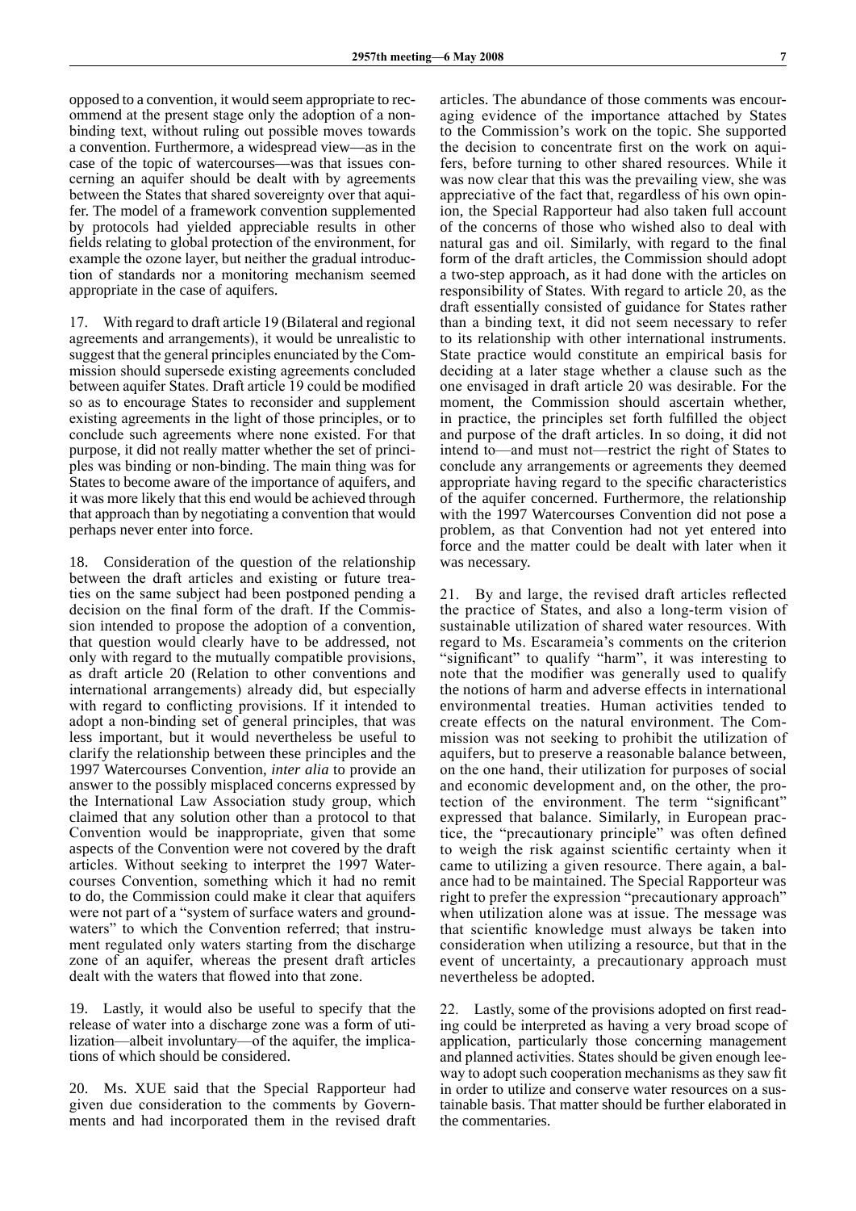opposed to a convention, it would seem appropriate to recommend at the present stage only the adoption of a nonbinding text, without ruling out possible moves towards a convention. Furthermore, a widespread view—as in the case of the topic of watercourses—was that issues concerning an aquifer should be dealt with by agreements between the States that shared sovereignty over that aquifer. The model of a framework convention supplemented by protocols had yielded appreciable results in other fields relating to global protection of the environment, for example the ozone layer, but neither the gradual introduction of standards nor a monitoring mechanism seemed appropriate in the case of aquifers.

17. With regard to draft article 19 (Bilateral and regional agreements and arrangements), it would be unrealistic to suggest that the general principles enunciated by the Commission should supersede existing agreements concluded between aquifer States. Draft article 19 could be modified so as to encourage States to reconsider and supplement existing agreements in the light of those principles, or to conclude such agreements where none existed. For that purpose, it did not really matter whether the set of principles was binding or non-binding. The main thing was for States to become aware of the importance of aquifers, and it was more likely that this end would be achieved through that approach than by negotiating a convention that would perhaps never enter into force.

18. Consideration of the question of the relationship between the draft articles and existing or future treaties on the same subject had been postponed pending a decision on the final form of the draft. If the Commission intended to propose the adoption of a convention, that question would clearly have to be addressed, not only with regard to the mutually compatible provisions, as draft article 20 (Relation to other conventions and international arrangements) already did, but especially with regard to conflicting provisions. If it intended to adopt a non-binding set of general principles, that was less important, but it would nevertheless be useful to clarify the relationship between these principles and the 1997 Watercourses Convention, *inter alia* to provide an answer to the possibly misplaced concerns expressed by the International Law Association study group, which claimed that any solution other than a protocol to that Convention would be inappropriate, given that some aspects of the Convention were not covered by the draft articles. Without seeking to interpret the 1997 Watercourses Convention, something which it had no remit to do, the Commission could make it clear that aquifers were not part of a "system of surface waters and groundwaters" to which the Convention referred; that instrument regulated only waters starting from the discharge zone of an aquifer, whereas the present draft articles dealt with the waters that flowed into that zone.

19. Lastly, it would also be useful to specify that the release of water into a discharge zone was a form of utilization—albeit involuntary—of the aquifer, the implications of which should be considered.

20. Ms. XUE said that the Special Rapporteur had given due consideration to the comments by Governments and had incorporated them in the revised draft articles. The abundance of those comments was encouraging evidence of the importance attached by States to the Commission's work on the topic. She supported the decision to concentrate first on the work on aquifers, before turning to other shared resources. While it was now clear that this was the prevailing view, she was appreciative of the fact that, regardless of his own opinion, the Special Rapporteur had also taken full account of the concerns of those who wished also to deal with natural gas and oil. Similarly, with regard to the final form of the draft articles, the Commission should adopt a two-step approach, as it had done with the articles on responsibility of States. With regard to article 20, as the draft essentially consisted of guidance for States rather than a binding text, it did not seem necessary to refer to its relationship with other international instruments. State practice would constitute an empirical basis for deciding at a later stage whether a clause such as the one envisaged in draft article 20 was desirable. For the moment, the Commission should ascertain whether, in practice, the principles set forth fulfilled the object and purpose of the draft articles. In so doing, it did not intend to—and must not—restrict the right of States to conclude any arrangements or agreements they deemed appropriate having regard to the specific characteristics of the aquifer concerned. Furthermore, the relationship with the 1997 Watercourses Convention did not pose a problem, as that Convention had not yet entered into force and the matter could be dealt with later when it was necessary.

21. By and large, the revised draft articles reflected the practice of States, and also a long-term vision of sustainable utilization of shared water resources. With regard to Ms. Escarameia's comments on the criterion "significant" to qualify "harm", it was interesting to note that the modifier was generally used to qualify the notions of harm and adverse effects in international environmental treaties. Human activities tended to create effects on the natural environment. The Commission was not seeking to prohibit the utilization of aquifers, but to preserve a reasonable balance between, on the one hand, their utilization for purposes of social and economic development and, on the other, the protection of the environment. The term "significant" expressed that balance. Similarly, in European practice, the "precautionary principle" was often defined to weigh the risk against scientific certainty when it came to utilizing a given resource. There again, a balance had to be maintained. The Special Rapporteur was right to prefer the expression "precautionary approach" when utilization alone was at issue. The message was that scientific knowledge must always be taken into consideration when utilizing a resource, but that in the event of uncertainty, a precautionary approach must nevertheless be adopted.

22. Lastly, some of the provisions adopted on first reading could be interpreted as having a very broad scope of application, particularly those concerning management and planned activities. States should be given enough leeway to adopt such cooperation mechanisms as they saw fit in order to utilize and conserve water resources on a sustainable basis. That matter should be further elaborated in the commentaries.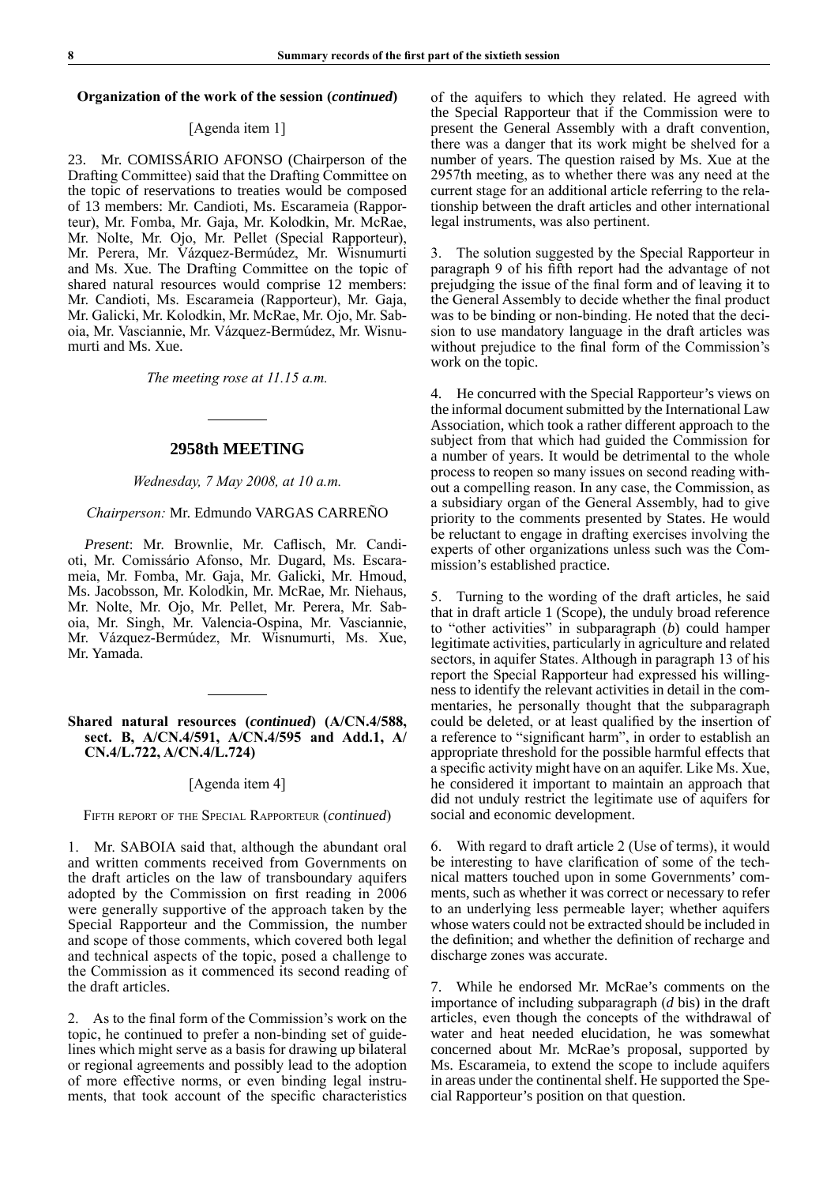**Organization of the work of the session (*continued*)**

[Agenda item 1]

23. Mr. COMISSÁRIO AFONSO (Chairperson of the Drafting Committee) said that the Drafting Committee on the topic of reservations to treaties would be composed of 13 members: Mr. Candioti, Ms. Escarameia (Rapporteur), Mr. Fomba, Mr. Gaja, Mr. Kolodkin, Mr. McRae, Mr. Nolte, Mr. Ojo, Mr. Pellet (Special Rapporteur), Mr. Perera, Mr. Vázquez-Bermúdez, Mr. Wisnumurti and Ms. Xue. The Drafting Committee on the topic of shared natural resources would comprise 12 members: Mr. Candioti, Ms. Escarameia (Rapporteur), Mr. Gaja, Mr. Galicki, Mr. Kolodkin, Mr. McRae, Mr. Ojo, Mr. Saboia, Mr. Vasciannie, Mr. Vázquez-Bermúdez, Mr. Wisnumurti and Ms. Xue.

*The meeting rose at 11.15 a.m.*

---

## 2958th MEETING

*Wednesday, 7 May 2008, at 10 a.m.*

*Chairperson:* Mr. Edmundo VARGAS CARREÑO

*Present*: Mr. Brownlie, Mr. Caflisch, Mr. Candioti, Mr. Comissário Afonso, Mr. Dugard, Ms. Escarameia, Mr. Fomba, Mr. Gaja, Mr. Galicki, Mr. Hmoud, Ms. Jacobsson, Mr. Kolodkin, Mr. McRae, Mr. Niehaus, Mr. Nolte, Mr. Ojo, Mr. Pellet, Mr. Perera, Mr. Saboia, Mr. Singh, Mr. Valencia-Ospina, Mr. Vasciannie, Mr. Vázquez-Bermúdez, Mr. Wisnumurti, Ms. Xue, Mr. Yamada.

---

**Shared natural resources (*continued*) (A/CN.4/588, sect. B, A/CN.4/591, A/CN.4/595 and Add.1, A/CN.4/L.722, A/CN.4/L.724)**

[Agenda item 4]

Fifth report of the Special Rapporteur (*continued*)

1. Mr. SABOIA said that, although the abundant oral and written comments received from Governments on the draft articles on the law of transboundary aquifers adopted by the Commission on first reading in 2006 were generally supportive of the approach taken by the Special Rapporteur and the Commission, the number and scope of those comments, which covered both legal and technical aspects of the topic, posed a challenge to the Commission as it commenced its second reading of the draft articles.

2. As to the final form of the Commission's work on the topic, he continued to prefer a non-binding set of guidelines which might serve as a basis for drawing up bilateral or regional agreements and possibly lead to the adoption of more effective norms, or even binding legal instruments, that took account of the specific characteristics of the aquifers to which they related. He agreed with the Special Rapporteur that if the Commission were to present the General Assembly with a draft convention, there was a danger that its work might be shelved for a number of years. The question raised by Ms. Xue at the 2957th meeting, as to whether there was any need at the current stage for an additional article referring to the relationship between the draft articles and other international legal instruments, was also pertinent.

3. The solution suggested by the Special Rapporteur in paragraph 9 of his fifth report had the advantage of not prejudging the issue of the final form and of leaving it to the General Assembly to decide whether the final product was to be binding or non-binding. He noted that the decision to use mandatory language in the draft articles was without prejudice to the final form of the Commission's work on the topic.

4. He concurred with the Special Rapporteur's views on the informal document submitted by the International Law Association, which took a rather different approach to the subject from that which had guided the Commission for a number of years. It would be detrimental to the whole process to reopen so many issues on second reading without a compelling reason. In any case, the Commission, as a subsidiary organ of the General Assembly, had to give priority to the comments presented by States. He would be reluctant to engage in drafting exercises involving the experts of other organizations unless such was the Commission's established practice.

5. Turning to the wording of the draft articles, he said that in draft article 1 (Scope), the unduly broad reference to "other activities" in subparagraph (*b*) could hamper legitimate activities, particularly in agriculture and related sectors, in aquifer States. Although in paragraph 13 of his report the Special Rapporteur had expressed his willingness to identify the relevant activities in detail in the commentaries, he personally thought that the subparagraph could be deleted, or at least qualified by the insertion of a reference to "significant harm", in order to establish an appropriate threshold for the possible harmful effects that a specific activity might have on an aquifer. Like Ms. Xue, he considered it important to maintain an approach that did not unduly restrict the legitimate use of aquifers for social and economic development.

6. With regard to draft article 2 (Use of terms), it would be interesting to have clarification of some of the technical matters touched upon in some Governments' comments, such as whether it was correct or necessary to refer to an underlying less permeable layer; whether aquifers whose waters could not be extracted should be included in the definition; and whether the definition of recharge and discharge zones was accurate.

7. While he endorsed Mr. McRae's comments on the importance of including subparagraph (*d* bis) in the draft articles, even though the concepts of the withdrawal of water and heat needed elucidation, he was somewhat concerned about Mr. McRae's proposal, supported by Ms. Escarameia, to extend the scope to include aquifers in areas under the continental shelf. He supported the Special Rapporteur's position on that question.